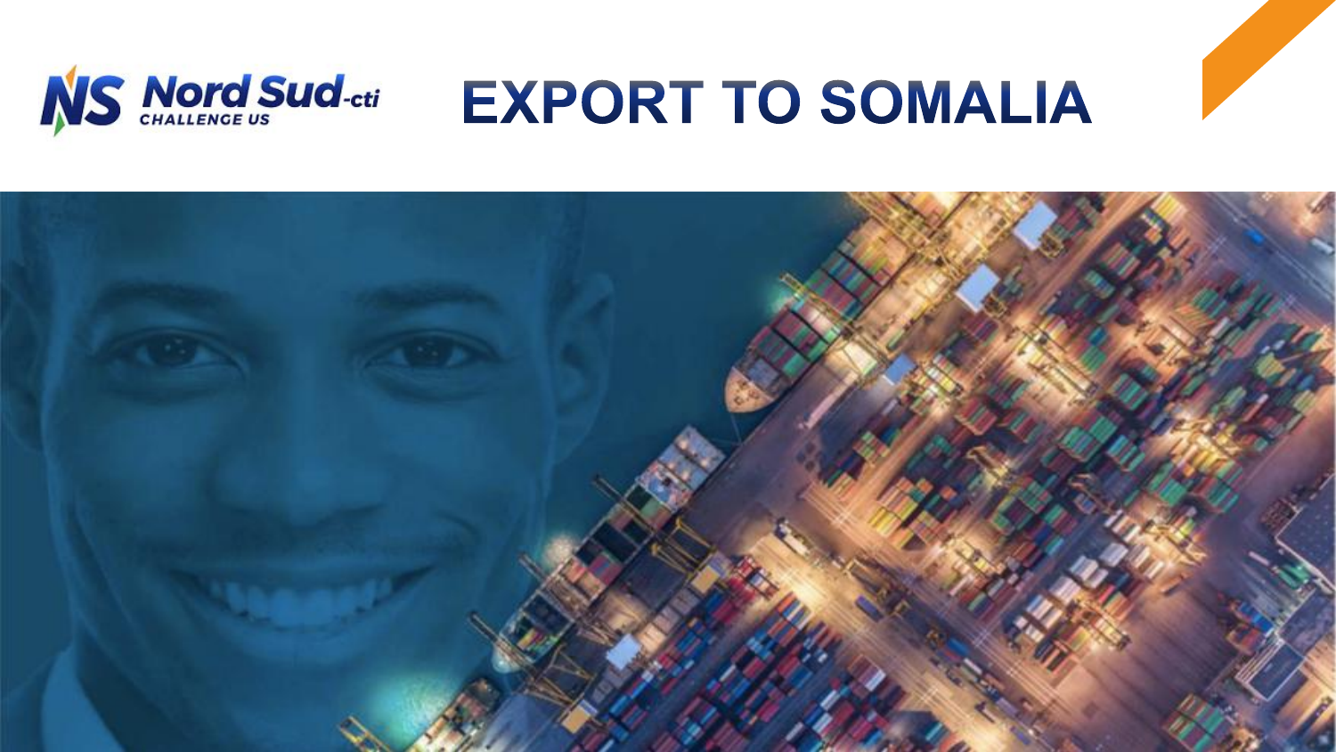NS Nord Sud-cti
CHALLENGE US

# EXPORT TO SOMALIA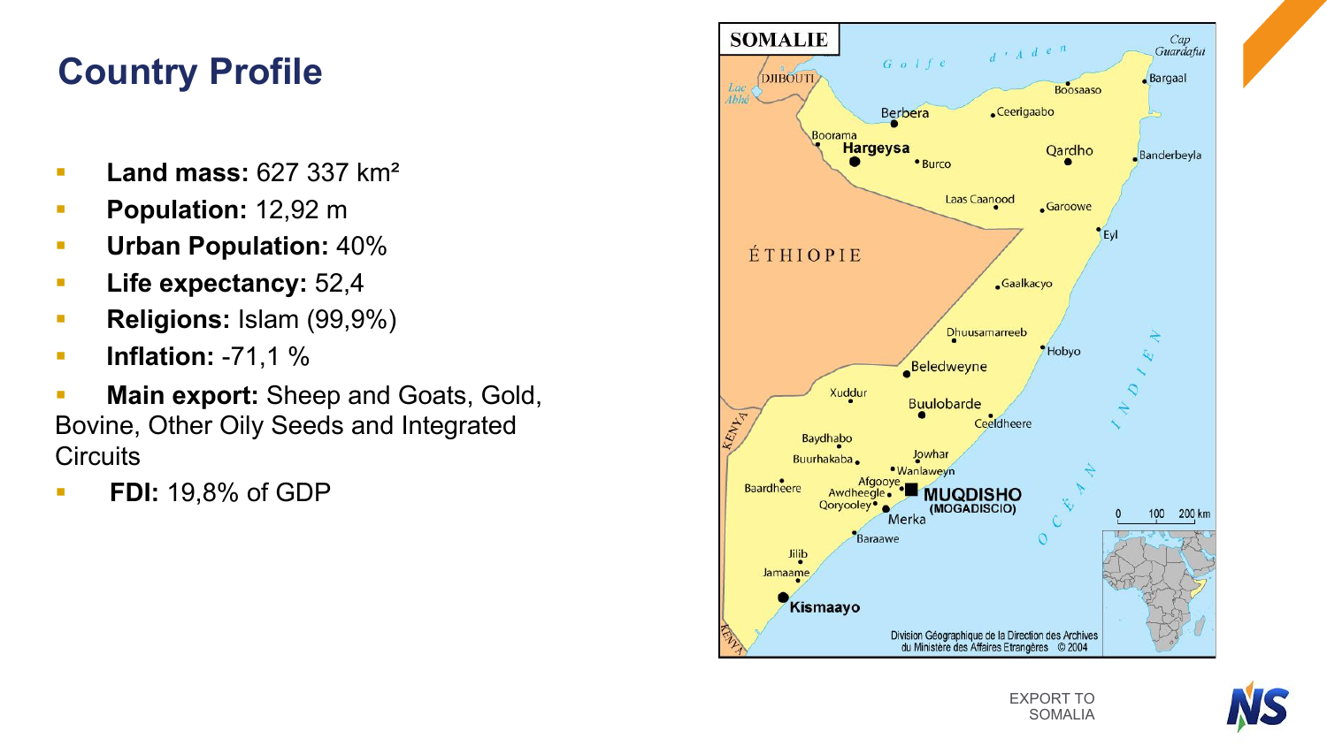# Country Profile

- **Land mass:** 627 337 km²
- **Population:** 12,92 m
- **Urban Population:** 40%
- **Life expectancy:** 52,4
- **Religions:** Islam (99,9%)
- **Inflation:** -71,1 %
- **Main export:** Sheep and Goats, Gold, Bovine, Other Oily Seeds and Integrated Circuits
- **FDI:** 19,8% of GDP

SOMALIE

Golfe d'Aden

Cap Guardafui

DJIBOUTI

Lac Abbé

ÉTHIOPIE

KENYA

OCÉAN INDIEN

Bargaal
Boosaaso
Berbera
Ceerigaabo
Boorama
Hargeysa
Burco
Qardho
Banderbeyla
Laas Caanood
Garoowe
Eyl
Gaalkacyo
Dhuusamarreeb
Hobyo
Beledweyne
Xuddur
Buulobarde
Ceeldheere
Baydhabo
Buurhakaba
Jowhar
Wanlaweyn
Afgooye
Baardheere
Awdheegle
Qoryooley
MUQDISHO (MOGADISCIO)
Merka
Baraawe
Jilib
Jamaame
Kismaayo

0 100 200 km

Division Géographique de la Direction des Archives du Ministère des Affaires Etrangères © 2004

EXPORT TO SOMALIA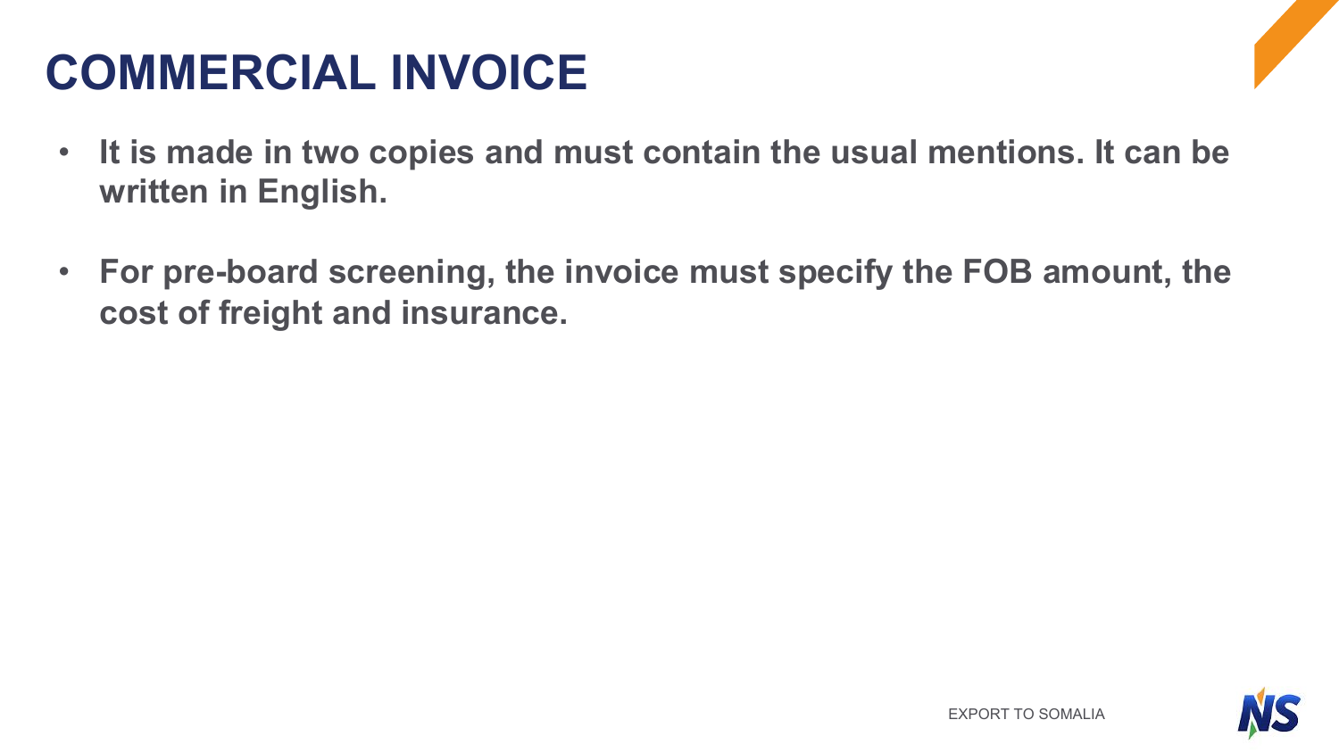# COMMERCIAL INVOICE

- **It is made in two copies and must contain the usual mentions. It can be written in English.**
- **For pre-board screening, the invoice must specify the FOB amount, the cost of freight and insurance.**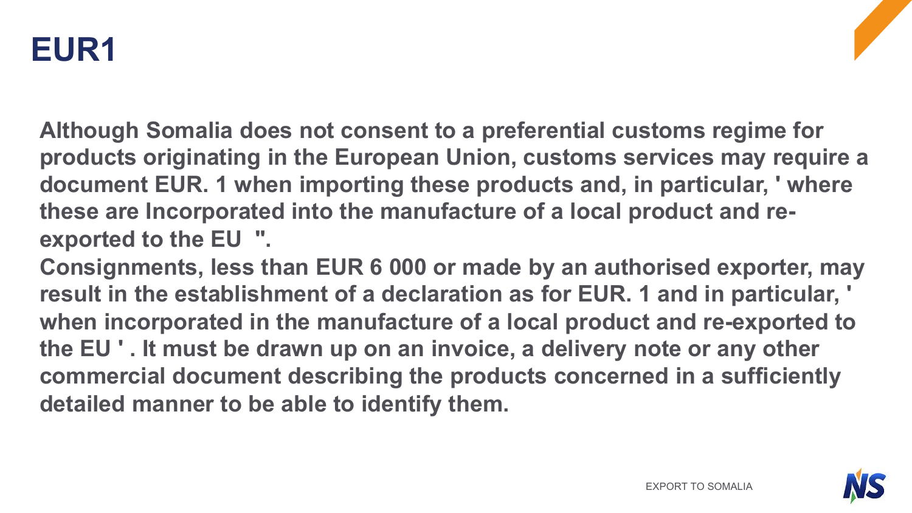# EUR1

**Although Somalia does not consent to a preferential customs regime for products originating in the European Union, customs services may require a document EUR. 1 when importing these products and, in particular, ' where these are Incorporated into the manufacture of a local product and re-exported to the EU ".**

**Consignments, less than EUR 6 000 or made by an authorised exporter, may result in the establishment of a declaration as for EUR. 1 and in particular, ' when incorporated in the manufacture of a local product and re-exported to the EU ' . It must be drawn up on an invoice, a delivery note or any other commercial document describing the products concerned in a sufficiently detailed manner to be able to identify them.**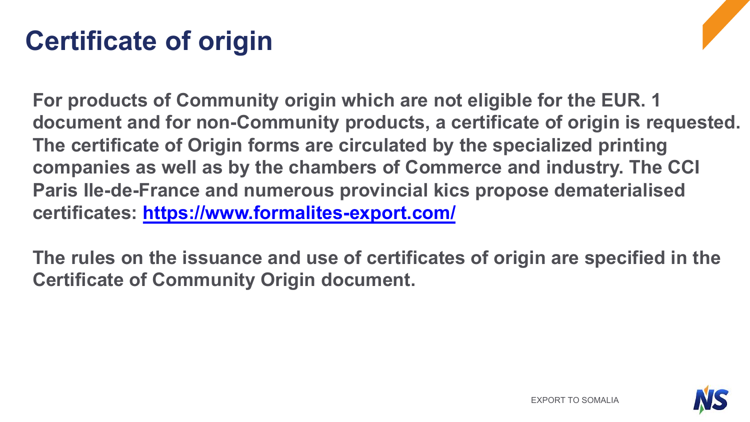# Certificate of origin

**For products of Community origin which are not eligible for the EUR. 1 document and for non-Community products, a certificate of origin is requested. The certificate of Origin forms are circulated by the specialized printing companies as well as by the chambers of Commerce and industry. The CCI Paris Ile-de-France and numerous provincial kics propose dematerialised certificates: [https://www.formalites-export.com/](https://www.formalites-export.com/)**

**The rules on the issuance and use of certificates of origin are specified in the Certificate of Community Origin document.**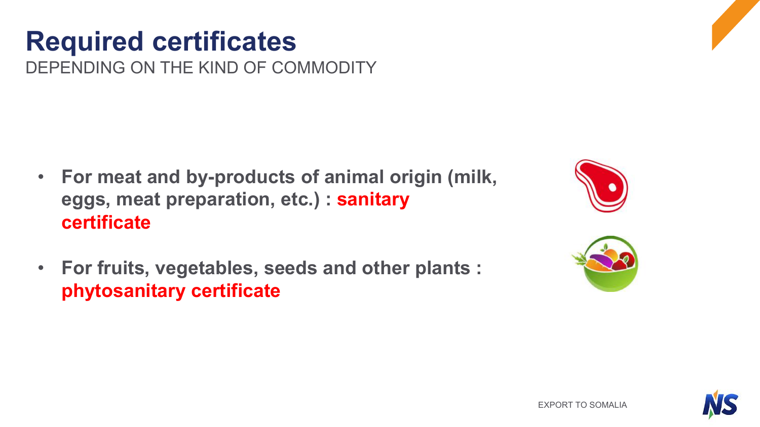# Required certificates

DEPENDING ON THE KIND OF COMMODITY

- **For meat and by-products of animal origin (milk, eggs, meat preparation, etc.) : sanitary certificate**
- **For fruits, vegetables, seeds and other plants : phytosanitary certificate**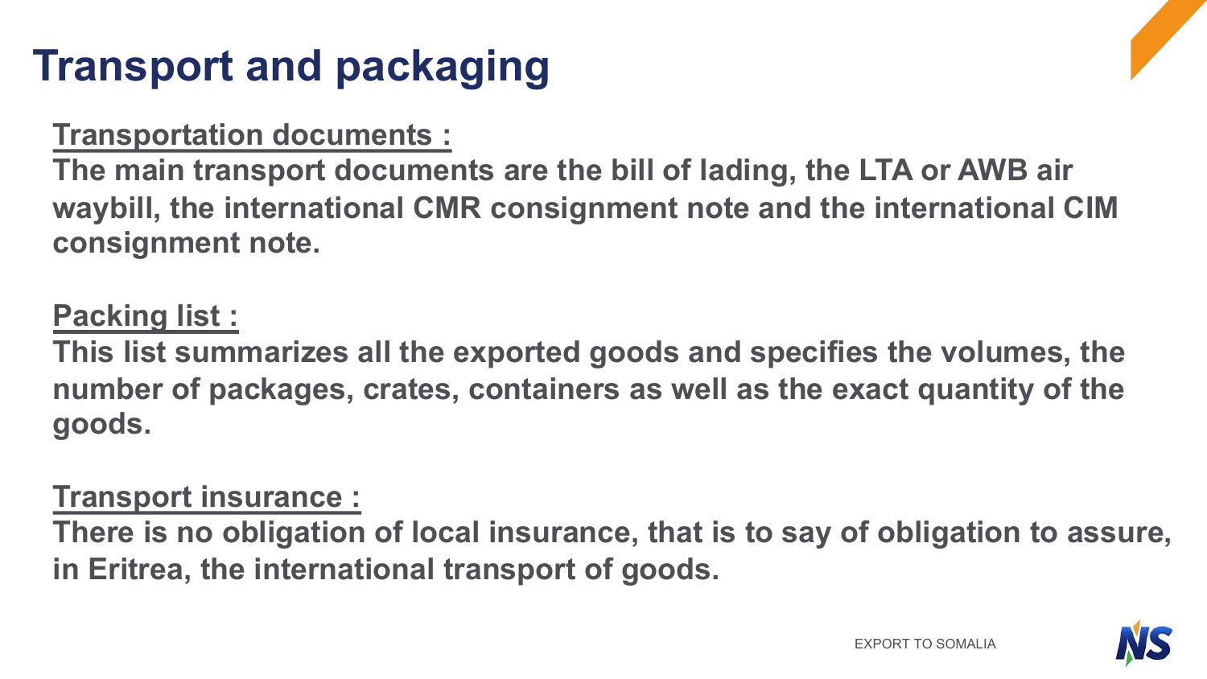# Transport and packaging

**Transportation documents :**

**The main transport documents are the bill of lading, the LTA or AWB air waybill, the international CMR consignment note and the international CIM consignment note.**

**Packing list :**

**This list summarizes all the exported goods and specifies the volumes, the number of packages, crates, containers as well as the exact quantity of the goods.**

**Transport insurance :**

**There is no obligation of local insurance, that is to say of obligation to assure, in Eritrea, the international transport of goods.**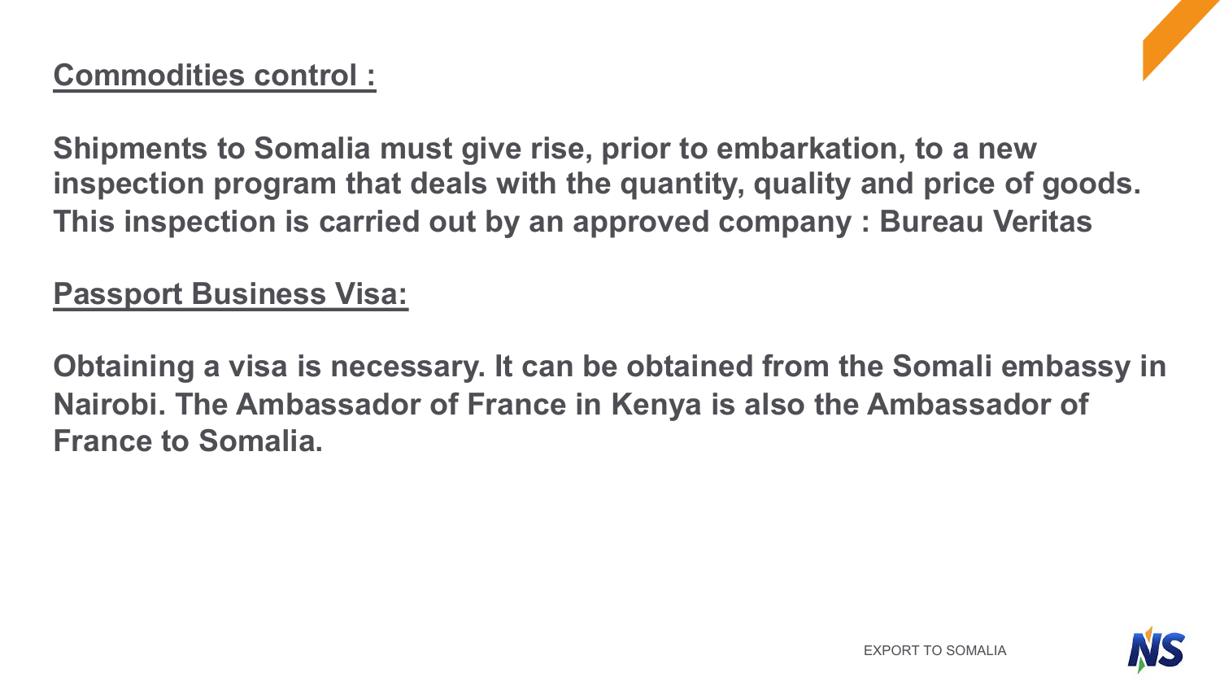## Commodities control :

**Shipments to Somalia must give rise, prior to embarkation, to a new inspection program that deals with the quantity, quality and price of goods. This inspection is carried out by an approved company : Bureau Veritas**

## Passport Business Visa:

**Obtaining a visa is necessary. It can be obtained from the Somali embassy in Nairobi. The Ambassador of France in Kenya is also the Ambassador of France to Somalia.**